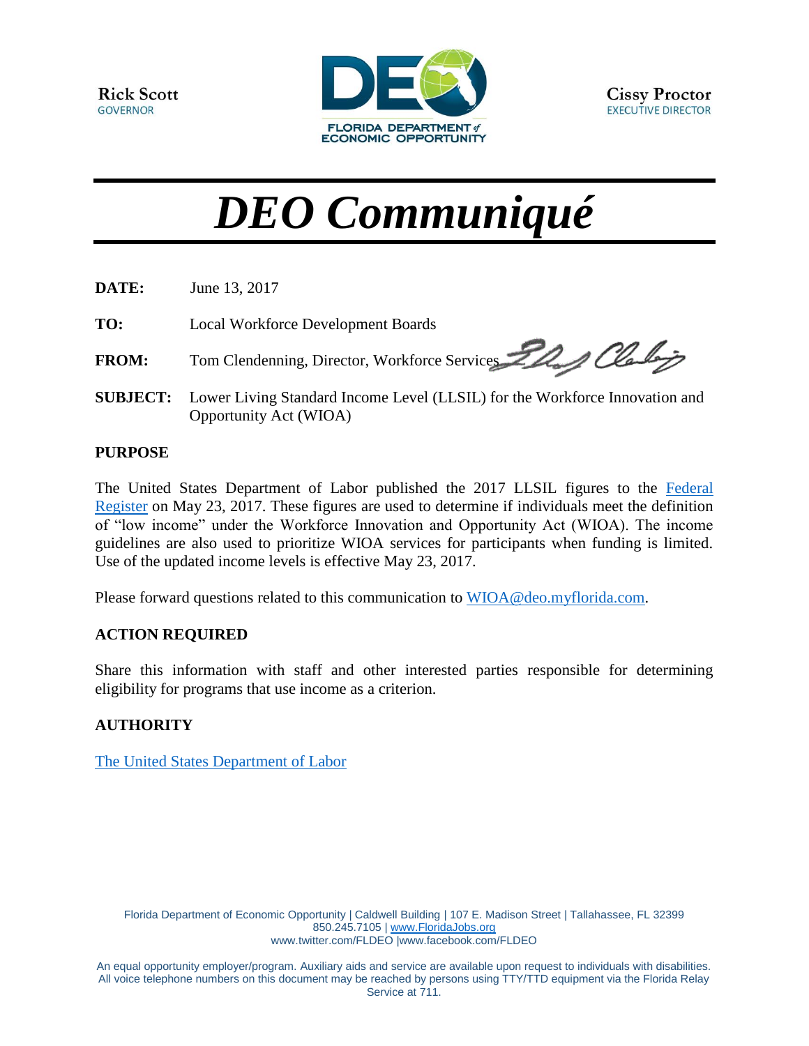**Rick Scott**
GOVERNOR

FLORIDA DEPARTMENT of ECONOMIC OPPORTUNITY

**Cissy Proctor**
EXECUTIVE DIRECTOR

# *DEO Communiqué*

**DATE:** June 13, 2017

**TO:** Local Workforce Development Boards

**FROM:** Tom Clendenning, Director, Workforce Services

**SUBJECT:** Lower Living Standard Income Level (LLSIL) for the Workforce Innovation and Opportunity Act (WIOA)

## PURPOSE

The United States Department of Labor published the 2017 LLSIL figures to the Federal Register on May 23, 2017. These figures are used to determine if individuals meet the definition of "low income" under the Workforce Innovation and Opportunity Act (WIOA). The income guidelines are also used to prioritize WIOA services for participants when funding is limited. Use of the updated income levels is effective May 23, 2017.

Please forward questions related to this communication to WIOA@deo.myflorida.com.

## ACTION REQUIRED

Share this information with staff and other interested parties responsible for determining eligibility for programs that use income as a criterion.

## AUTHORITY

The United States Department of Labor

Florida Department of Economic Opportunity | Caldwell Building | 107 E. Madison Street | Tallahassee, FL 32399
850.245.7105 | www.FloridaJobs.org
www.twitter.com/FLDEO |www.facebook.com/FLDEO

An equal opportunity employer/program. Auxiliary aids and service are available upon request to individuals with disabilities. All voice telephone numbers on this document may be reached by persons using TTY/TTD equipment via the Florida Relay Service at 711.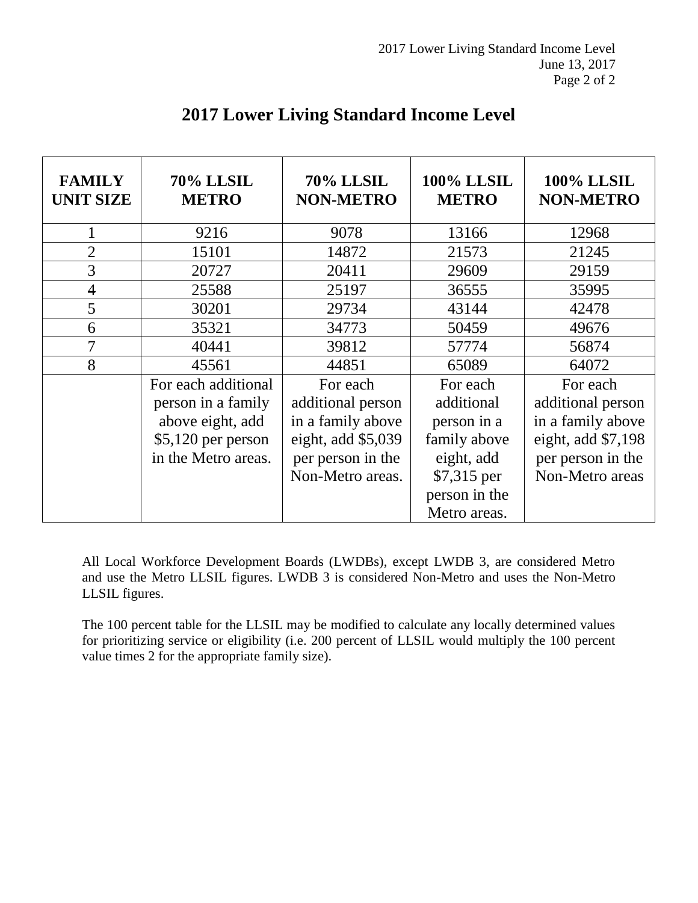# 2017 Lower Living Standard Income Level

| FAMILY UNIT SIZE | 70% LLSIL METRO | 70% LLSIL NON-METRO | 100% LLSIL METRO | 100% LLSIL NON-METRO |
|---|---|---|---|---|
| 1 | 9216 | 9078 | 13166 | 12968 |
| 2 | 15101 | 14872 | 21573 | 21245 |
| 3 | 20727 | 20411 | 29609 | 29159 |
| 4 | 25588 | 25197 | 36555 | 35995 |
| 5 | 30201 | 29734 | 43144 | 42478 |
| 6 | 35321 | 34773 | 50459 | 49676 |
| 7 | 40441 | 39812 | 57774 | 56874 |
| 8 | 45561 | 44851 | 65089 | 64072 |
| | For each additional person in a family above eight, add $5,120 per person in the Metro areas. | For each additional person in a family above eight, add $5,039 per person in the Non-Metro areas. | For each additional person in a family above eight, add $7,315 per person in the Metro areas. | For each additional person in a family above eight, add $7,198 per person in the Non-Metro areas |

All Local Workforce Development Boards (LWDBs), except LWDB 3, are considered Metro and use the Metro LLSIL figures. LWDB 3 is considered Non-Metro and uses the Non-Metro LLSIL figures.

The 100 percent table for the LLSIL may be modified to calculate any locally determined values for prioritizing service or eligibility (i.e. 200 percent of LLSIL would multiply the 100 percent value times 2 for the appropriate family size).